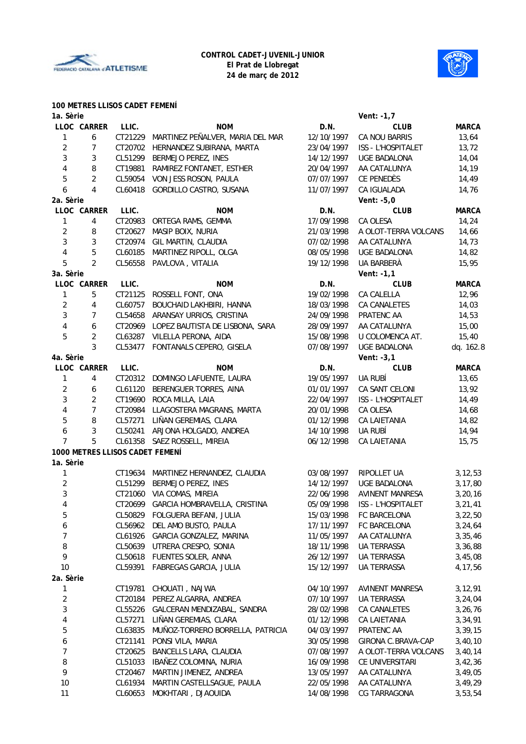**CONTROL CADET-JUVENIL-JUNIOR**
**El Prat de Llobregat**
**24 de març de 2012**

## 100 METRES LLISOS CADET FEMENÍ

**1a. Sèrie** — Vent: -1,7

| LLOC | CARRER | LLIC. | NOM | D.N. | CLUB | MARCA |
|---|---|---|---|---|---|---|
| 1 | 6 | CT21229 | MARTINEZ PEÑALVER, MARIA DEL MAR | 12/10/1997 | CA NOU BARRIS | 13,64 |
| 2 | 7 | CT20702 | HERNANDEZ SUBIRANA, MARTA | 23/04/1997 | ISS - L'HOSPITALET | 13,72 |
| 3 | 3 | CL51299 | BERMEJO PEREZ, INES | 14/12/1997 | UGE BADALONA | 14,04 |
| 4 | 8 | CT19881 | RAMIREZ FONTANET, ESTHER | 20/04/1997 | AA CATALUNYA | 14,19 |
| 5 | 2 | CL59054 | VON JESS ROSON, PAULA | 07/07/1997 | CE PENEDÈS | 14,49 |
| 6 | 4 | CL60418 | GORDILLO CASTRO, SUSANA | 11/07/1997 | CA IGUALADA | 14,76 |

**2a. Sèrie** — Vent: -5,0

| LLOC | CARRER | LLIC. | NOM | D.N. | CLUB | MARCA |
|---|---|---|---|---|---|---|
| 1 | 4 | CT20983 | ORTEGA RAMS, GEMMA | 17/09/1998 | CA OLESA | 14,24 |
| 2 | 8 | CT20627 | MASIP BOIX, NURIA | 21/03/1998 | A OLOT-TERRA VOLCANS | 14,66 |
| 3 | 3 | CT20974 | GIL MARTIN, CLAUDIA | 07/02/1998 | AA CATALUNYA | 14,73 |
| 4 | 5 | CL60185 | MARTINEZ RIPOLL, OLGA | 08/05/1998 | UGE BADALONA | 14,82 |
| 5 | 2 | CL56558 | PAVLOVA , VITALIA | 19/12/1998 | UA BARBERÀ | 15,95 |

**3a. Sèrie** — Vent: -1,1

| LLOC | CARRER | LLIC. | NOM | D.N. | CLUB | MARCA |
|---|---|---|---|---|---|---|
| 1 | 5 | CT21125 | ROSSELL FONT, ONA | 19/02/1998 | CA CALELLA | 12,96 |
| 2 | 4 | CL60757 | BOUCHAID LAKHBIRI, HANNA | 18/03/1998 | CA CANALETES | 14,03 |
| 3 | 7 | CL54658 | ARANSAY URRIOS, CRISTINA | 24/09/1998 | PRATENC AA | 14,53 |
| 4 | 6 | CT20969 | LOPEZ BAUTISTA DE LISBONA, SARA | 28/09/1997 | AA CATALUNYA | 15,00 |
| 5 | 2 | CL63287 | VILELLA PERONA, AIDA | 15/08/1998 | U COLOMENCA AT. | 15,40 |
| | 3 | CL53477 | FONTANALS CEPERO, GISELA | 07/08/1997 | UGE BADALONA | dq. 162.8 |

**4a. Sèrie** — Vent: -3,1

| LLOC | CARRER | LLIC. | NOM | D.N. | CLUB | MARCA |
|---|---|---|---|---|---|---|
| 1 | 4 | CT20312 | DOMINGO LAFUENTE, LAURA | 19/05/1997 | UA RUBÍ | 13,65 |
| 2 | 6 | CL61120 | BERENGUER TORRES, AINA | 01/01/1997 | CA SANT CELONI | 13,92 |
| 3 | 2 | CT19690 | ROCA MILLA, LAIA | 22/04/1997 | ISS - L'HOSPITALET | 14,49 |
| 4 | 7 | CT20984 | LLAGOSTERA MAGRANS, MARTA | 20/01/1998 | CA OLESA | 14,68 |
| 5 | 8 | CL57271 | LIÑAN GEREMIAS, CLARA | 01/12/1998 | CA LAIETANIA | 14,82 |
| 6 | 3 | CL50241 | ARJONA HOLGADO, ANDREA | 14/10/1998 | UA RUBÍ | 14,94 |
| 7 | 5 | CL61358 | SAEZ ROSSELL, MIREIA | 06/12/1998 | CA LAIETANIA | 15,75 |

## 1000 METRES LLISOS CADET FEMENÍ

**1a. Sèrie**

| LLOC | LLIC. | NOM | D.N. | CLUB | MARCA |
|---|---|---|---|---|---|
| 1 | CT19634 | MARTINEZ HERNANDEZ, CLAUDIA | 03/08/1997 | RIPOLLET UA | 3,12,53 |
| 2 | CL51299 | BERMEJO PEREZ, INES | 14/12/1997 | UGE BADALONA | 3,17,80 |
| 3 | CT21060 | VIA COMAS, MIREIA | 22/06/1998 | AVINENT MANRESA | 3,20,16 |
| 4 | CT20699 | GARCIA HOMBRAVELLA, CRISTINA | 05/09/1998 | ISS - L'HOSPITALET | 3,21,41 |
| 5 | CL50829 | FOLGUERA BEFANI, JULIA | 15/03/1998 | FC BARCELONA | 3,22,50 |
| 6 | CL56962 | DEL AMO BUSTO, PAULA | 17/11/1997 | FC BARCELONA | 3,24,64 |
| 7 | CL61926 | GARCIA GONZALEZ, MARINA | 11/05/1997 | AA CATALUNYA | 3,35,46 |
| 8 | CL50639 | UTRERA CRESPO, SONIA | 18/11/1998 | UA TERRASSA | 3,36,88 |
| 9 | CL50618 | FUENTES SOLER, ANNA | 26/12/1997 | UA TERRASSA | 3,45,08 |
| 10 | CL59391 | FABREGAS GARCIA, JULIA | 15/12/1997 | UA TERRASSA | 4,17,56 |

**2a. Sèrie**

| LLOC | LLIC. | NOM | D.N. | CLUB | MARCA |
|---|---|---|---|---|---|
| 1 | CT19781 | CHOUATI , NAJWA | 04/10/1997 | AVINENT MANRESA | 3,12,91 |
| 2 | CT20184 | PEREZ ALGARRA, ANDREA | 07/10/1997 | UA TERRASSA | 3,24,04 |
| 3 | CL55226 | GALCERAN MENDIZABAL, SANDRA | 28/02/1998 | CA CANALETES | 3,26,76 |
| 4 | CL57271 | LIÑAN GEREMIAS, CLARA | 01/12/1998 | CA LAIETANIA | 3,34,91 |
| 5 | CL63835 | MUÑOZ-TORRERO BORRELLA, PATRICIA | 04/03/1997 | PRATENC AA | 3,39,15 |
| 6 | CT21141 | PONSI VILA, MARIA | 30/05/1998 | GIRONA C.BRAVA-CAP | 3,40,10 |
| 7 | CT20625 | BANCELLS LARA, CLAUDIA | 07/08/1997 | A OLOT-TERRA VOLCANS | 3,40,14 |
| 8 | CL51033 | IBAÑEZ COLOMINA, NURIA | 16/09/1998 | CE UNIVERSITARI | 3,42,36 |
| 9 | CT20467 | MARTIN JIMENEZ, ANDREA | 13/05/1997 | AA CATALUNYA | 3,49,05 |
| 10 | CL61934 | MARTIN CASTELLSAGUE, PAULA | 22/05/1998 | AA CATALUNYA | 3,49,29 |
| 11 | CL60653 | MOKHTARI , DJAOUIDA | 14/08/1998 | CG TARRAGONA | 3,53,54 |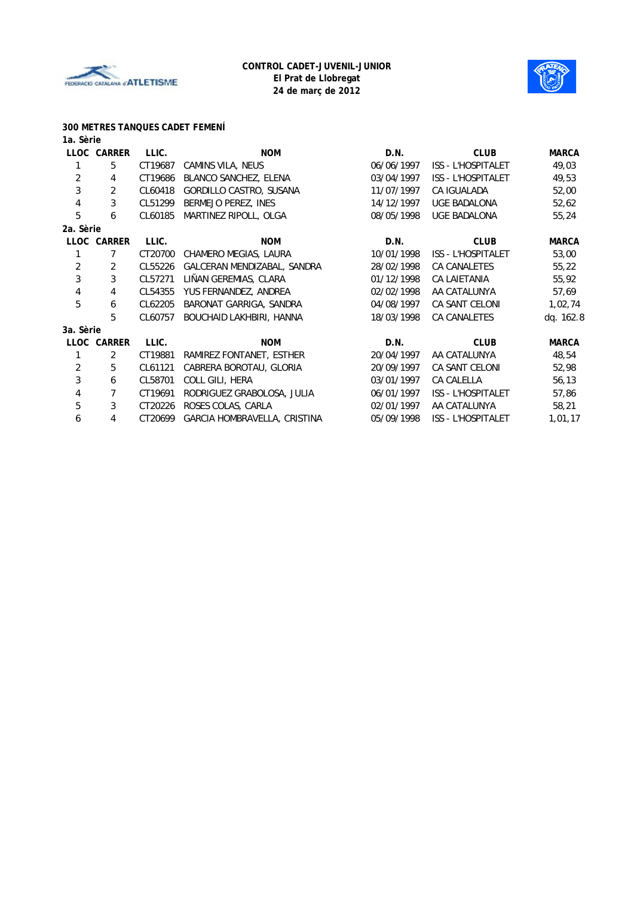**CONTROL CADET-JUVENIL-JUNIOR**
**El Prat de Llobregat**
**24 de març de 2012**

### 300 METRES TANQUES CADET FEMENÍ

**1a. Sèrie**

| LLOC | CARRER | LLIC. | NOM | D.N. | CLUB | MARCA |
|---|---|---|---|---|---|---|
| 1 | 5 | CT19687 | CAMINS VILA, NEUS | 06/06/1997 | ISS - L'HOSPITALET | 49,03 |
| 2 | 4 | CT19686 | BLANCO SANCHEZ, ELENA | 03/04/1997 | ISS - L'HOSPITALET | 49,53 |
| 3 | 2 | CL60418 | GORDILLO CASTRO, SUSANA | 11/07/1997 | CA IGUALADA | 52,00 |
| 4 | 3 | CL51299 | BERMEJO PEREZ, INES | 14/12/1997 | UGE BADALONA | 52,62 |
| 5 | 6 | CL60185 | MARTINEZ RIPOLL, OLGA | 08/05/1998 | UGE BADALONA | 55,24 |

**2a. Sèrie**

| LLOC | CARRER | LLIC. | NOM | D.N. | CLUB | MARCA |
|---|---|---|---|---|---|---|
| 1 | 7 | CT20700 | CHAMERO MEGIAS, LAURA | 10/01/1998 | ISS - L'HOSPITALET | 53,00 |
| 2 | 2 | CL55226 | GALCERAN MENDIZABAL, SANDRA | 28/02/1998 | CA CANALETES | 55,22 |
| 3 | 3 | CL57271 | LIÑAN GEREMIAS, CLARA | 01/12/1998 | CA LAIETANIA | 55,92 |
| 4 | 4 | CL54355 | YUS FERNANDEZ, ANDREA | 02/02/1998 | AA CATALUNYA | 57,69 |
| 5 | 6 | CL62205 | BARONAT GARRIGA, SANDRA | 04/08/1997 | CA SANT CELONI | 1,02,74 |
|  | 5 | CL60757 | BOUCHAID LAKHBIRI, HANNA | 18/03/1998 | CA CANALETES | dq. 162.8 |

**3a. Sèrie**

| LLOC | CARRER | LLIC. | NOM | D.N. | CLUB | MARCA |
|---|---|---|---|---|---|---|
| 1 | 2 | CT19881 | RAMIREZ FONTANET, ESTHER | 20/04/1997 | AA CATALUNYA | 48,54 |
| 2 | 5 | CL61121 | CABRERA BOROTAU, GLORIA | 20/09/1997 | CA SANT CELONI | 52,98 |
| 3 | 6 | CL58701 | COLL GILI, HERA | 03/01/1997 | CA CALELLA | 56,13 |
| 4 | 7 | CT19691 | RODRIGUEZ GRABOLOSA, JULIA | 06/01/1997 | ISS - L'HOSPITALET | 57,86 |
| 5 | 3 | CT20226 | ROSES COLAS, CARLA | 02/01/1997 | AA CATALUNYA | 58,21 |
| 6 | 4 | CT20699 | GARCIA HOMBRAVELLA, CRISTINA | 05/09/1998 | ISS - L'HOSPITALET | 1,01,17 |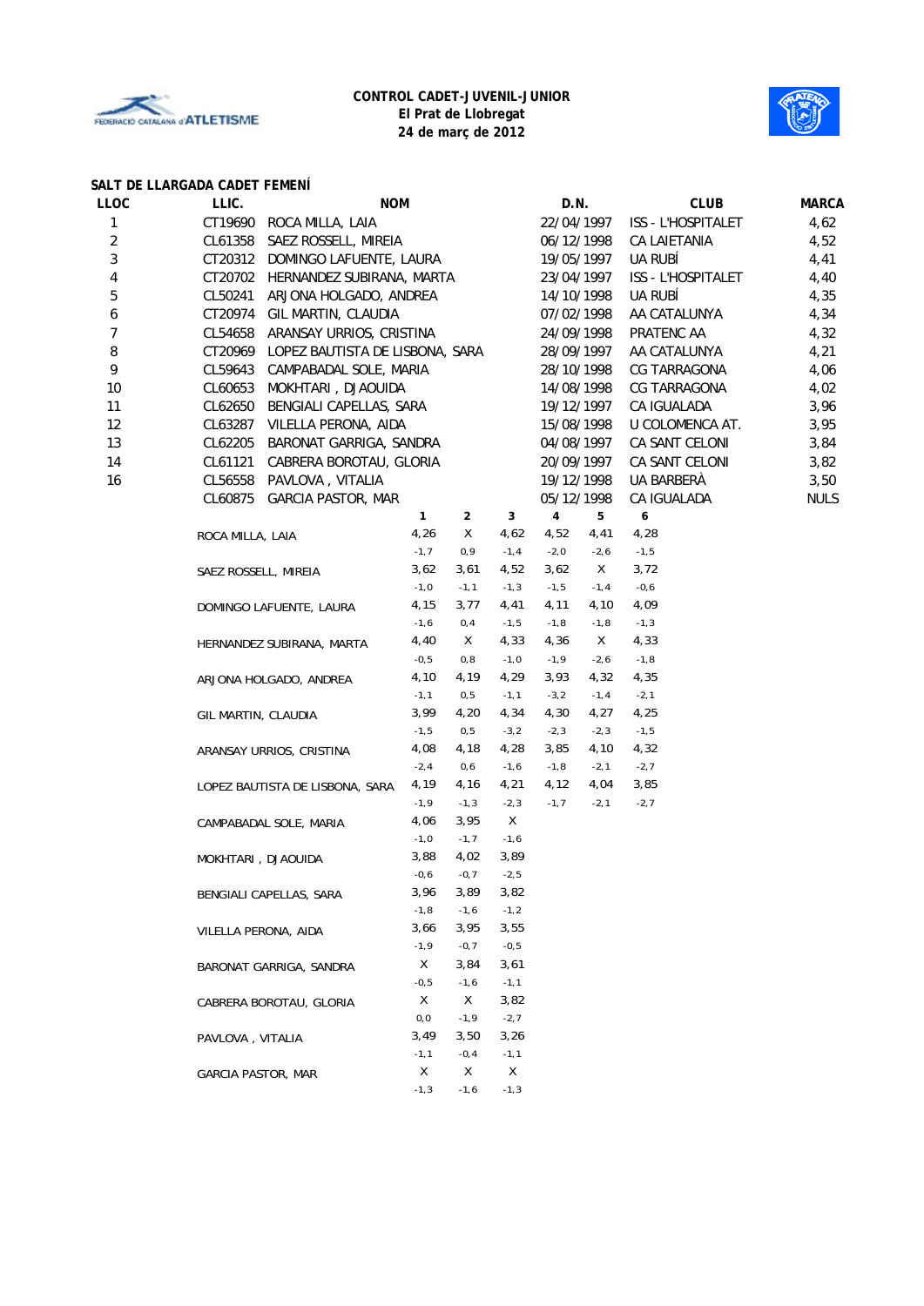**CONTROL CADET-JUVENIL-JUNIOR**
**El Prat de Llobregat**
**24 de març de 2012**

## SALT DE LLARGADA CADET FEMENÍ

| LLOC | LLIC. | NOM | D.N. | CLUB | MARCA |
|---|---|---|---|---|---|
| 1 | CT19690 | ROCA MILLA, LAIA | 22/04/1997 | ISS - L'HOSPITALET | 4,62 |
| 2 | CL61358 | SAEZ ROSSELL, MIREIA | 06/12/1998 | CA LAIETANIA | 4,52 |
| 3 | CT20312 | DOMINGO LAFUENTE, LAURA | 19/05/1997 | UA RUBÍ | 4,41 |
| 4 | CT20702 | HERNANDEZ SUBIRANA, MARTA | 23/04/1997 | ISS - L'HOSPITALET | 4,40 |
| 5 | CL50241 | ARJONA HOLGADO, ANDREA | 14/10/1998 | UA RUBÍ | 4,35 |
| 6 | CT20974 | GIL MARTIN, CLAUDIA | 07/02/1998 | AA CATALUNYA | 4,34 |
| 7 | CL54658 | ARANSAY URRIOS, CRISTINA | 24/09/1998 | PRATENC AA | 4,32 |
| 8 | CT20969 | LOPEZ BAUTISTA DE LISBONA, SARA | 28/09/1997 | AA CATALUNYA | 4,21 |
| 9 | CL59643 | CAMPABADAL SOLE, MARIA | 28/10/1998 | CG TARRAGONA | 4,06 |
| 10 | CL60653 | MOKHTARI , DJAOUIDA | 14/08/1998 | CG TARRAGONA | 4,02 |
| 11 | CL62650 | BENGIALI CAPELLAS, SARA | 19/12/1997 | CA IGUALADA | 3,96 |
| 12 | CL63287 | VILELLA PERONA, AIDA | 15/08/1998 | U COLOMENCA AT. | 3,95 |
| 13 | CL62205 | BARONAT GARRIGA, SANDRA | 04/08/1997 | CA SANT CELONI | 3,84 |
| 14 | CL61121 | CABRERA BOROTAU, GLORIA | 20/09/1997 | CA SANT CELONI | 3,82 |
| 16 | CL56558 | PAVLOVA , VITALIA | 19/12/1998 | UA BARBERÀ | 3,50 |
| | CL60875 | GARCIA PASTOR, MAR | 05/12/1998 | CA IGUALADA | NULS |

| | 1 | 2 | 3 | 4 | 5 | 6 |
|---|---|---|---|---|---|---|
| ROCA MILLA, LAIA | 4,26 | X | 4,62 | 4,52 | 4,41 | 4,28 |
| | -1,7 | 0,9 | -1,4 | -2,0 | -2,6 | -1,5 |
| SAEZ ROSSELL, MIREIA | 3,62 | 3,61 | 4,52 | 3,62 | X | 3,72 |
| | -1,0 | -1,1 | -1,3 | -1,5 | -1,4 | -0,6 |
| DOMINGO LAFUENTE, LAURA | 4,15 | 3,77 | 4,41 | 4,11 | 4,10 | 4,09 |
| | -1,6 | 0,4 | -1,5 | -1,8 | -1,8 | -1,3 |
| HERNANDEZ SUBIRANA, MARTA | 4,40 | X | 4,33 | 4,36 | X | 4,33 |
| | -0,5 | 0,8 | -1,0 | -1,9 | -2,6 | -1,8 |
| ARJONA HOLGADO, ANDREA | 4,10 | 4,19 | 4,29 | 3,93 | 4,32 | 4,35 |
| | -1,1 | 0,5 | -1,1 | -3,2 | -1,4 | -2,1 |
| GIL MARTIN, CLAUDIA | 3,99 | 4,20 | 4,34 | 4,30 | 4,27 | 4,25 |
| | -1,5 | 0,5 | -3,2 | -2,3 | -2,3 | -1,5 |
| ARANSAY URRIOS, CRISTINA | 4,08 | 4,18 | 4,28 | 3,85 | 4,10 | 4,32 |
| | -2,4 | 0,6 | -1,6 | -1,8 | -2,1 | -2,7 |
| LOPEZ BAUTISTA DE LISBONA, SARA | 4,19 | 4,16 | 4,21 | 4,12 | 4,04 | 3,85 |
| | -1,9 | -1,3 | -2,3 | -1,7 | -2,1 | -2,7 |
| CAMPABADAL SOLE, MARIA | 4,06 | 3,95 | X | | | |
| | -1,0 | -1,7 | -1,6 | | | |
| MOKHTARI , DJAOUIDA | 3,88 | 4,02 | 3,89 | | | |
| | -0,6 | -0,7 | -2,5 | | | |
| BENGIALI CAPELLAS, SARA | 3,96 | 3,89 | 3,82 | | | |
| | -1,8 | -1,6 | -1,2 | | | |
| VILELLA PERONA, AIDA | 3,66 | 3,95 | 3,55 | | | |
| | -1,9 | -0,7 | -0,5 | | | |
| BARONAT GARRIGA, SANDRA | X | 3,84 | 3,61 | | | |
| | -0,5 | -1,6 | -1,1 | | | |
| CABRERA BOROTAU, GLORIA | X | X | 3,82 | | | |
| | 0,0 | -1,9 | -2,7 | | | |
| PAVLOVA , VITALIA | 3,49 | 3,50 | 3,26 | | | |
| | -1,1 | -0,4 | -1,1 | | | |
| GARCIA PASTOR, MAR | X | X | X | | | |
| | -1,3 | -1,6 | -1,3 | | | |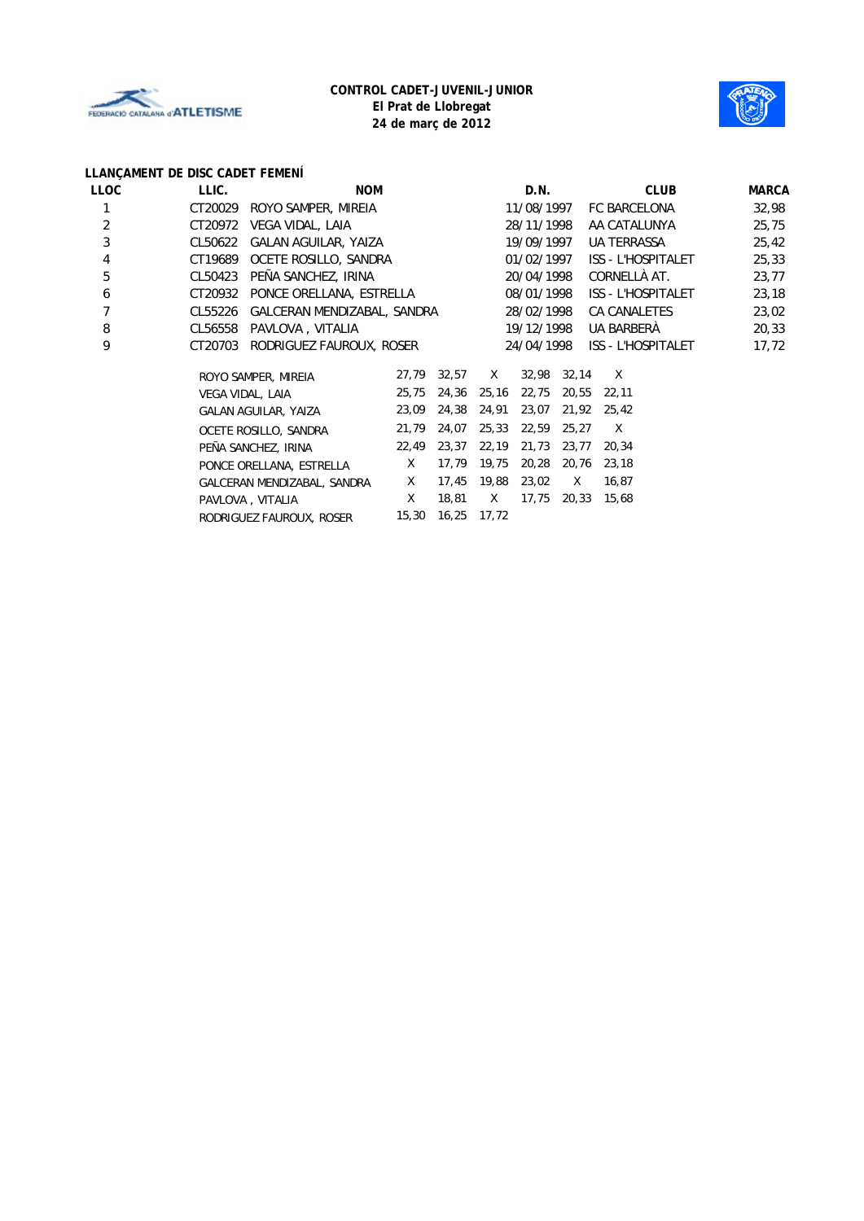**CONTROL CADET-JUVENIL-JUNIOR**
**El Prat de Llobregat**
**24 de març de 2012**

## LLANÇAMENT DE DISC CADET FEMENÍ

| LLOC | LLIC. | NOM | D.N. | CLUB | MARCA |
|---|---|---|---|---|---|
| 1 | CT20029 | ROYO SAMPER, MIREIA | 11/08/1997 | FC BARCELONA | 32,98 |
| 2 | CT20972 | VEGA VIDAL, LAIA | 28/11/1998 | AA CATALUNYA | 25,75 |
| 3 | CL50622 | GALAN AGUILAR, YAIZA | 19/09/1997 | UA TERRASSA | 25,42 |
| 4 | CT19689 | OCETE ROSILLO, SANDRA | 01/02/1997 | ISS - L'HOSPITALET | 25,33 |
| 5 | CL50423 | PEÑA SANCHEZ, IRINA | 20/04/1998 | CORNELLÀ AT. | 23,77 |
| 6 | CT20932 | PONCE ORELLANA, ESTRELLA | 08/01/1998 | ISS - L'HOSPITALET | 23,18 |
| 7 | CL55226 | GALCERAN MENDIZABAL, SANDRA | 28/02/1998 | CA CANALETES | 23,02 |
| 8 | CL56558 | PAVLOVA , VITALIA | 19/12/1998 | UA BARBERÀ | 20,33 |
| 9 | CT20703 | RODRIGUEZ FAUROUX, ROSER | 24/04/1998 | ISS - L'HOSPITALET | 17,72 |

| NOM | 1 | 2 | 3 | 4 | 5 | 6 |
|---|---|---|---|---|---|---|
| ROYO SAMPER, MIREIA | 27,79 | 32,57 | X | 32,98 | 32,14 | X |
| VEGA VIDAL, LAIA | 25,75 | 24,36 | 25,16 | 22,75 | 20,55 | 22,11 |
| GALAN AGUILAR, YAIZA | 23,09 | 24,38 | 24,91 | 23,07 | 21,92 | 25,42 |
| OCETE ROSILLO, SANDRA | 21,79 | 24,07 | 25,33 | 22,59 | 25,27 | X |
| PEÑA SANCHEZ, IRINA | 22,49 | 23,37 | 22,19 | 21,73 | 23,77 | 20,34 |
| PONCE ORELLANA, ESTRELLA | X | 17,79 | 19,75 | 20,28 | 20,76 | 23,18 |
| GALCERAN MENDIZABAL, SANDRA | X | 17,45 | 19,88 | 23,02 | X | 16,87 |
| PAVLOVA , VITALIA | X | 18,81 | X | 17,75 | 20,33 | 15,68 |
| RODRIGUEZ FAUROUX, ROSER | 15,30 | 16,25 | 17,72 | | | |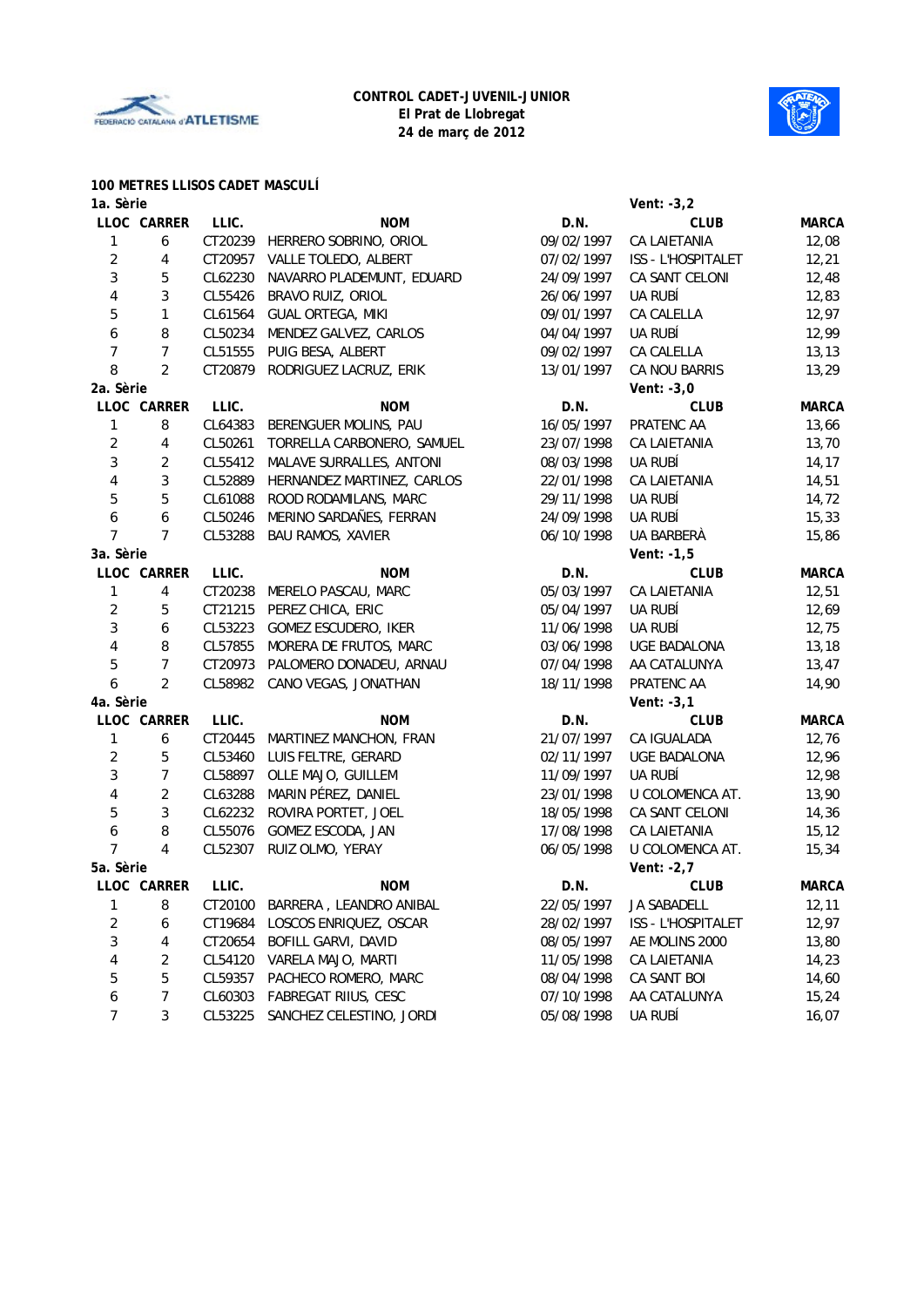**CONTROL CADET-JUVENIL-JUNIOR**
**El Prat de Llobregat**
**24 de març de 2012**

## 100 METRES LLISOS CADET MASCULÍ

### 1a. Sèrie — Vent: -3,2

| LLOC | CARRER | LLIC. | NOM | D.N. | CLUB | MARCA |
|---|---|---|---|---|---|---|
| 1 | 6 | CT20239 | HERRERO SOBRINO, ORIOL | 09/02/1997 | CA LAIETANIA | 12,08 |
| 2 | 4 | CT20957 | VALLE TOLEDO, ALBERT | 07/02/1997 | ISS - L'HOSPITALET | 12,21 |
| 3 | 5 | CL62230 | NAVARRO PLADEMUNT, EDUARD | 24/09/1997 | CA SANT CELONI | 12,48 |
| 4 | 3 | CL55426 | BRAVO RUIZ, ORIOL | 26/06/1997 | UA RUBÍ | 12,83 |
| 5 | 1 | CL61564 | GUAL ORTEGA, MIKI | 09/01/1997 | CA CALELLA | 12,97 |
| 6 | 8 | CL50234 | MENDEZ GALVEZ, CARLOS | 04/04/1997 | UA RUBÍ | 12,99 |
| 7 | 7 | CL51555 | PUIG BESA, ALBERT | 09/02/1997 | CA CALELLA | 13,13 |
| 8 | 2 | CT20879 | RODRIGUEZ LACRUZ, ERIK | 13/01/1997 | CA NOU BARRIS | 13,29 |

### 2a. Sèrie — Vent: -3,0

| LLOC | CARRER | LLIC. | NOM | D.N. | CLUB | MARCA |
|---|---|---|---|---|---|---|
| 1 | 8 | CL64383 | BERENGUER MOLINS, PAU | 16/05/1997 | PRATENC AA | 13,66 |
| 2 | 4 | CL50261 | TORRELLA CARBONERO, SAMUEL | 23/07/1998 | CA LAIETANIA | 13,70 |
| 3 | 2 | CL55412 | MALAVE SURRALLES, ANTONI | 08/03/1998 | UA RUBÍ | 14,17 |
| 4 | 3 | CL52889 | HERNANDEZ MARTINEZ, CARLOS | 22/01/1998 | CA LAIETANIA | 14,51 |
| 5 | 5 | CL61088 | ROOD RODAMILANS, MARC | 29/11/1998 | UA RUBÍ | 14,72 |
| 6 | 6 | CL50246 | MERINO SARDAÑES, FERRAN | 24/09/1998 | UA RUBÍ | 15,33 |
| 7 | 7 | CL53288 | BAU RAMOS, XAVIER | 06/10/1998 | UA BARBERÀ | 15,86 |

### 3a. Sèrie — Vent: -1,5

| LLOC | CARRER | LLIC. | NOM | D.N. | CLUB | MARCA |
|---|---|---|---|---|---|---|
| 1 | 4 | CT20238 | MERELO PASCAU, MARC | 05/03/1997 | CA LAIETANIA | 12,51 |
| 2 | 5 | CT21215 | PEREZ CHICA, ERIC | 05/04/1997 | UA RUBÍ | 12,69 |
| 3 | 6 | CL53223 | GOMEZ ESCUDERO, IKER | 11/06/1998 | UA RUBÍ | 12,75 |
| 4 | 8 | CL57855 | MORERA DE FRUTOS, MARC | 03/06/1998 | UGE BADALONA | 13,18 |
| 5 | 7 | CT20973 | PALOMERO DONADEU, ARNAU | 07/04/1998 | AA CATALUNYA | 13,47 |
| 6 | 2 | CL58982 | CANO VEGAS, JONATHAN | 18/11/1998 | PRATENC AA | 14,90 |

### 4a. Sèrie — Vent: -3,1

| LLOC | CARRER | LLIC. | NOM | D.N. | CLUB | MARCA |
|---|---|---|---|---|---|---|
| 1 | 6 | CT20445 | MARTINEZ MANCHON, FRAN | 21/07/1997 | CA IGUALADA | 12,76 |
| 2 | 5 | CL53460 | LUIS FELTRE, GERARD | 02/11/1997 | UGE BADALONA | 12,96 |
| 3 | 7 | CL58897 | OLLE MAJO, GUILLEM | 11/09/1997 | UA RUBÍ | 12,98 |
| 4 | 2 | CL63288 | MARIN PÉREZ, DANIEL | 23/01/1998 | U COLOMENCA AT. | 13,90 |
| 5 | 3 | CL62232 | ROVIRA PORTET, JOEL | 18/05/1998 | CA SANT CELONI | 14,36 |
| 6 | 8 | CL55076 | GOMEZ ESCODA, JAN | 17/08/1998 | CA LAIETANIA | 15,12 |
| 7 | 4 | CL52307 | RUIZ OLMO, YERAY | 06/05/1998 | U COLOMENCA AT. | 15,34 |

### 5a. Sèrie — Vent: -2,7

| LLOC | CARRER | LLIC. | NOM | D.N. | CLUB | MARCA |
|---|---|---|---|---|---|---|
| 1 | 8 | CT20100 | BARRERA , LEANDRO ANIBAL | 22/05/1997 | JA SABADELL | 12,11 |
| 2 | 6 | CT19684 | LOSCOS ENRIQUEZ, OSCAR | 28/02/1997 | ISS - L'HOSPITALET | 12,97 |
| 3 | 4 | CT20654 | BOFILL GARVI, DAVID | 08/05/1997 | AE MOLINS 2000 | 13,80 |
| 4 | 2 | CL54120 | VARELA MAJO, MARTI | 11/05/1998 | CA LAIETANIA | 14,23 |
| 5 | 5 | CL59357 | PACHECO ROMERO, MARC | 08/04/1998 | CA SANT BOI | 14,60 |
| 6 | 7 | CL60303 | FABREGAT RIIUS, CESC | 07/10/1998 | AA CATALUNYA | 15,24 |
| 7 | 3 | CL53225 | SANCHEZ CELESTINO, JORDI | 05/08/1998 | UA RUBÍ | 16,07 |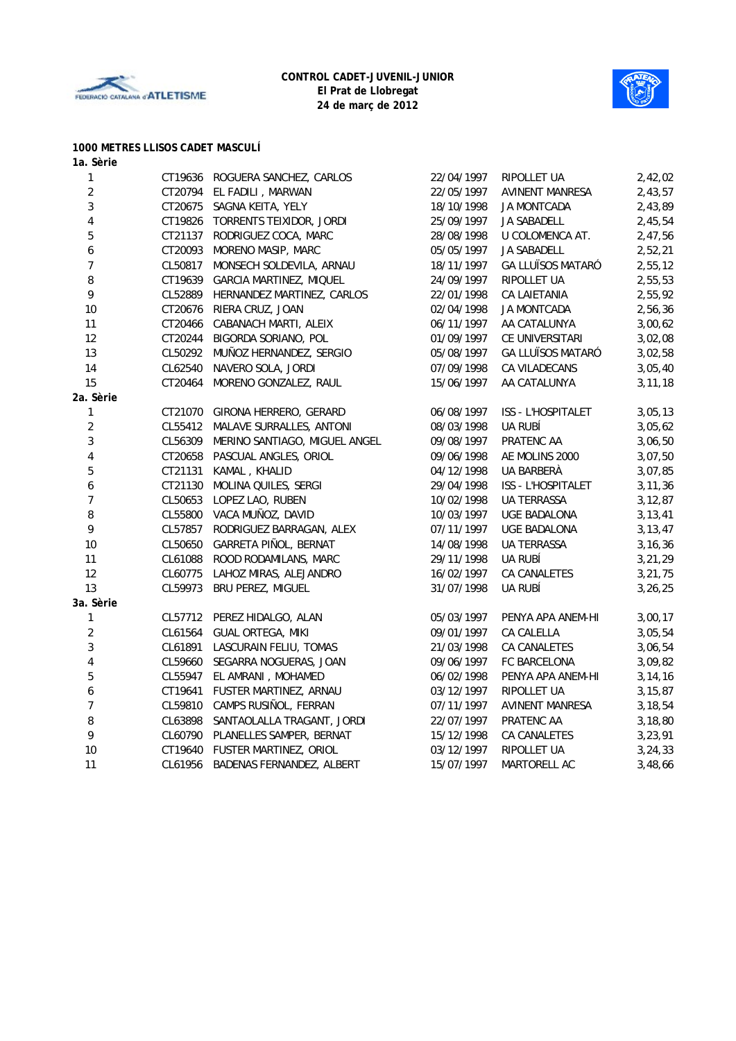**CONTROL CADET-JUVENIL-JUNIOR**
**El Prat de Llobregat**
**24 de març de 2012**

## 1000 METRES LLISOS CADET MASCULÍ

### 1a. Sèrie

| | | | | | |
|---|---|---|---|---|---|
| 1 | CT19636 | ROGUERA SANCHEZ, CARLOS | 22/04/1997 | RIPOLLET UA | 2,42,02 |
| 2 | CT20794 | EL FADILI , MARWAN | 22/05/1997 | AVINENT MANRESA | 2,43,57 |
| 3 | CT20675 | SAGNA KEITA, YELY | 18/10/1998 | JA MONTCADA | 2,43,89 |
| 4 | CT19826 | TORRENTS TEIXIDOR, JORDI | 25/09/1997 | JA SABADELL | 2,45,54 |
| 5 | CT21137 | RODRIGUEZ COCA, MARC | 28/08/1998 | U COLOMENCA AT. | 2,47,56 |
| 6 | CT20093 | MORENO MASIP, MARC | 05/05/1997 | JA SABADELL | 2,52,21 |
| 7 | CL50817 | MONSECH SOLDEVILA, ARNAU | 18/11/1997 | GA LLUÏSOS MATARÓ | 2,55,12 |
| 8 | CT19639 | GARCIA MARTINEZ, MIQUEL | 24/09/1997 | RIPOLLET UA | 2,55,53 |
| 9 | CL52889 | HERNANDEZ MARTINEZ, CARLOS | 22/01/1998 | CA LAIETANIA | 2,55,92 |
| 10 | CT20676 | RIERA CRUZ, JOAN | 02/04/1998 | JA MONTCADA | 2,56,36 |
| 11 | CT20466 | CABANACH MARTI, ALEIX | 06/11/1997 | AA CATALUNYA | 3,00,62 |
| 12 | CT20244 | BIGORDA SORIANO, POL | 01/09/1997 | CE UNIVERSITARI | 3,02,08 |
| 13 | CL50292 | MUÑOZ HERNANDEZ, SERGIO | 05/08/1997 | GA LLUÏSOS MATARÓ | 3,02,58 |
| 14 | CL62540 | NAVERO SOLA, JORDI | 07/09/1998 | CA VILADECANS | 3,05,40 |
| 15 | CT20464 | MORENO GONZALEZ, RAUL | 15/06/1997 | AA CATALUNYA | 3,11,18 |

### 2a. Sèrie

| | | | | | |
|---|---|---|---|---|---|
| 1 | CT21070 | GIRONA HERRERO, GERARD | 06/08/1997 | ISS - L'HOSPITALET | 3,05,13 |
| 2 | CL55412 | MALAVE SURRALLES, ANTONI | 08/03/1998 | UA RUBÍ | 3,05,62 |
| 3 | CL56309 | MERINO SANTIAGO, MIGUEL ANGEL | 09/08/1997 | PRATENC AA | 3,06,50 |
| 4 | CT20658 | PASCUAL ANGLES, ORIOL | 09/06/1998 | AE MOLINS 2000 | 3,07,50 |
| 5 | CT21131 | KAMAL , KHALID | 04/12/1998 | UA BARBERÀ | 3,07,85 |
| 6 | CT21130 | MOLINA QUILES, SERGI | 29/04/1998 | ISS - L'HOSPITALET | 3,11,36 |
| 7 | CL50653 | LOPEZ LAO, RUBEN | 10/02/1998 | UA TERRASSA | 3,12,87 |
| 8 | CL55800 | VACA MUÑOZ, DAVID | 10/03/1997 | UGE BADALONA | 3,13,41 |
| 9 | CL57857 | RODRIGUEZ BARRAGAN, ALEX | 07/11/1997 | UGE BADALONA | 3,13,47 |
| 10 | CL50650 | GARRETA PIÑOL, BERNAT | 14/08/1998 | UA TERRASSA | 3,16,36 |
| 11 | CL61088 | ROOD RODAMILANS, MARC | 29/11/1998 | UA RUBÍ | 3,21,29 |
| 12 | CL60775 | LAHOZ MIRAS, ALEJANDRO | 16/02/1997 | CA CANALETES | 3,21,75 |
| 13 | CL59973 | BRU PEREZ, MIGUEL | 31/07/1998 | UA RUBÍ | 3,26,25 |

### 3a. Sèrie

| | | | | | |
|---|---|---|---|---|---|
| 1 | CL57712 | PEREZ HIDALGO, ALAN | 05/03/1997 | PENYA APA ANEM-HI | 3,00,17 |
| 2 | CL61564 | GUAL ORTEGA, MIKI | 09/01/1997 | CA CALELLA | 3,05,54 |
| 3 | CL61891 | LASCURAIN FELIU, TOMAS | 21/03/1998 | CA CANALETES | 3,06,54 |
| 4 | CL59660 | SEGARRA NOGUERAS, JOAN | 09/06/1997 | FC BARCELONA | 3,09,82 |
| 5 | CL55947 | EL AMRANI , MOHAMED | 06/02/1998 | PENYA APA ANEM-HI | 3,14,16 |
| 6 | CT19641 | FUSTER MARTINEZ, ARNAU | 03/12/1997 | RIPOLLET UA | 3,15,87 |
| 7 | CL59810 | CAMPS RUSIÑOL, FERRAN | 07/11/1997 | AVINENT MANRESA | 3,18,54 |
| 8 | CL63898 | SANTAOLALLA TRAGANT, JORDI | 22/07/1997 | PRATENC AA | 3,18,80 |
| 9 | CL60790 | PLANELLES SAMPER, BERNAT | 15/12/1998 | CA CANALETES | 3,23,91 |
| 10 | CT19640 | FUSTER MARTINEZ, ORIOL | 03/12/1997 | RIPOLLET UA | 3,24,33 |
| 11 | CL61956 | BADENAS FERNANDEZ, ALBERT | 15/07/1997 | MARTORELL AC | 3,48,66 |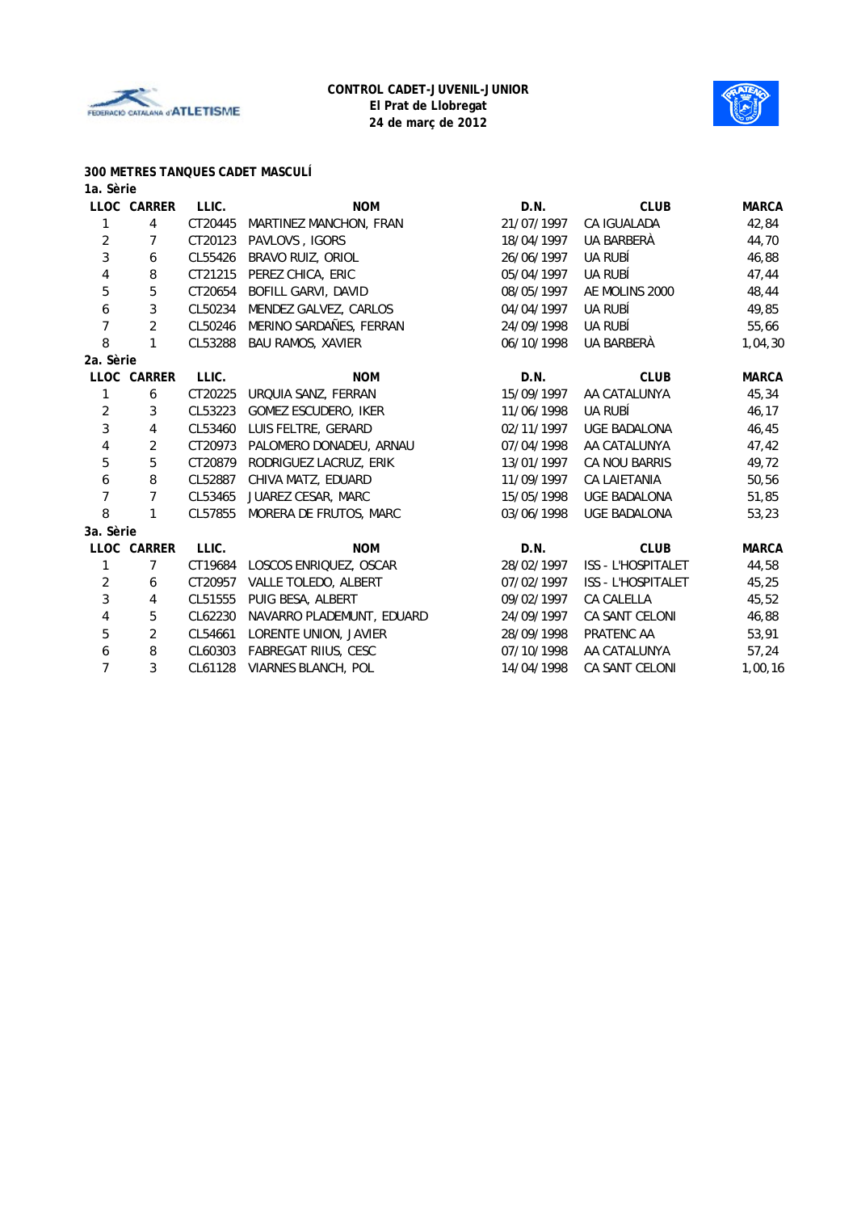**CONTROL CADET-JUVENIL-JUNIOR**
**El Prat de Llobregat**
**24 de març de 2012**

## 300 METRES TANQUES CADET MASCULÍ

### 1a. Sèrie

| LLOC | CARRER | LLIC. | NOM | D.N. | CLUB | MARCA |
|---|---|---|---|---|---|---|
| 1 | 4 | CT20445 | MARTINEZ MANCHON, FRAN | 21/07/1997 | CA IGUALADA | 42,84 |
| 2 | 7 | CT20123 | PAVLOVS , IGORS | 18/04/1997 | UA BARBERÀ | 44,70 |
| 3 | 6 | CL55426 | BRAVO RUIZ, ORIOL | 26/06/1997 | UA RUBÍ | 46,88 |
| 4 | 8 | CT21215 | PEREZ CHICA, ERIC | 05/04/1997 | UA RUBÍ | 47,44 |
| 5 | 5 | CT20654 | BOFILL GARVI, DAVID | 08/05/1997 | AE MOLINS 2000 | 48,44 |
| 6 | 3 | CL50234 | MENDEZ GALVEZ, CARLOS | 04/04/1997 | UA RUBÍ | 49,85 |
| 7 | 2 | CL50246 | MERINO SARDAÑES, FERRAN | 24/09/1998 | UA RUBÍ | 55,66 |
| 8 | 1 | CL53288 | BAU RAMOS, XAVIER | 06/10/1998 | UA BARBERÀ | 1,04,30 |

### 2a. Sèrie

| LLOC | CARRER | LLIC. | NOM | D.N. | CLUB | MARCA |
|---|---|---|---|---|---|---|
| 1 | 6 | CT20225 | URQUIA SANZ, FERRAN | 15/09/1997 | AA CATALUNYA | 45,34 |
| 2 | 3 | CL53223 | GOMEZ ESCUDERO, IKER | 11/06/1998 | UA RUBÍ | 46,17 |
| 3 | 4 | CL53460 | LUIS FELTRE, GERARD | 02/11/1997 | UGE BADALONA | 46,45 |
| 4 | 2 | CT20973 | PALOMERO DONADEU, ARNAU | 07/04/1998 | AA CATALUNYA | 47,42 |
| 5 | 5 | CT20879 | RODRIGUEZ LACRUZ, ERIK | 13/01/1997 | CA NOU BARRIS | 49,72 |
| 6 | 8 | CL52887 | CHIVA MATZ, EDUARD | 11/09/1997 | CA LAIETANIA | 50,56 |
| 7 | 7 | CL53465 | JUAREZ CESAR, MARC | 15/05/1998 | UGE BADALONA | 51,85 |
| 8 | 1 | CL57855 | MORERA DE FRUTOS, MARC | 03/06/1998 | UGE BADALONA | 53,23 |

### 3a. Sèrie

| LLOC | CARRER | LLIC. | NOM | D.N. | CLUB | MARCA |
|---|---|---|---|---|---|---|
| 1 | 7 | CT19684 | LOSCOS ENRIQUEZ, OSCAR | 28/02/1997 | ISS - L'HOSPITALET | 44,58 |
| 2 | 6 | CT20957 | VALLE TOLEDO, ALBERT | 07/02/1997 | ISS - L'HOSPITALET | 45,25 |
| 3 | 4 | CL51555 | PUIG BESA, ALBERT | 09/02/1997 | CA CALELLA | 45,52 |
| 4 | 5 | CL62230 | NAVARRO PLADEMUNT, EDUARD | 24/09/1997 | CA SANT CELONI | 46,88 |
| 5 | 2 | CL54661 | LORENTE UNION, JAVIER | 28/09/1998 | PRATENC AA | 53,91 |
| 6 | 8 | CL60303 | FABREGAT RIIUS, CESC | 07/10/1998 | AA CATALUNYA | 57,24 |
| 7 | 3 | CL61128 | VIARNES BLANCH, POL | 14/04/1998 | CA SANT CELONI | 1,00,16 |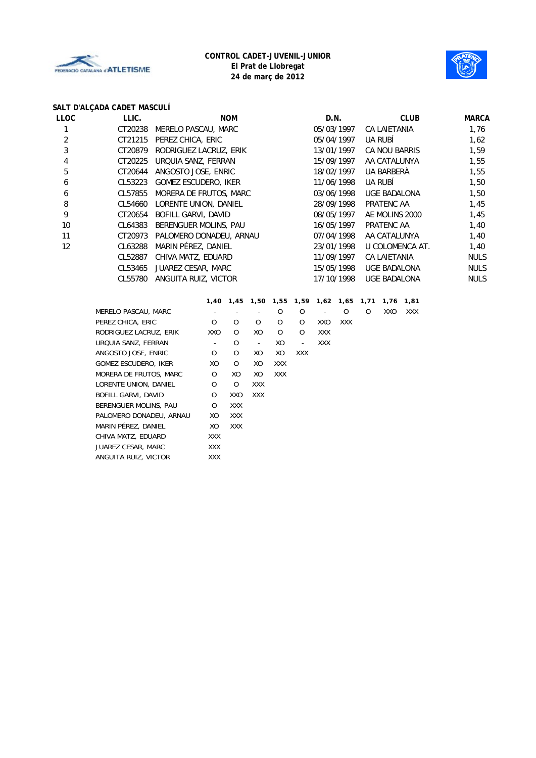**CONTROL CADET-JUVENIL-JUNIOR**
**El Prat de Llobregat**
**24 de març de 2012**

## SALT D'ALÇADA CADET MASCULÍ

| LLOC | LLIC. | NOM | D.N. | CLUB | MARCA |
|---|---|---|---|---|---|
| 1 | CT20238 | MERELO PASCAU, MARC | 05/03/1997 | CA LAIETANIA | 1,76 |
| 2 | CT21215 | PEREZ CHICA, ERIC | 05/04/1997 | UA RUBÍ | 1,62 |
| 3 | CT20879 | RODRIGUEZ LACRUZ, ERIK | 13/01/1997 | CA NOU BARRIS | 1,59 |
| 4 | CT20225 | URQUIA SANZ, FERRAN | 15/09/1997 | AA CATALUNYA | 1,55 |
| 5 | CT20644 | ANGOSTO JOSE, ENRIC | 18/02/1997 | UA BARBERÀ | 1,55 |
| 6 | CL53223 | GOMEZ ESCUDERO, IKER | 11/06/1998 | UA RUBÍ | 1,50 |
| 6 | CL57855 | MORERA DE FRUTOS, MARC | 03/06/1998 | UGE BADALONA | 1,50 |
| 8 | CL54660 | LORENTE UNION, DANIEL | 28/09/1998 | PRATENC AA | 1,45 |
| 9 | CT20654 | BOFILL GARVI, DAVID | 08/05/1997 | AE MOLINS 2000 | 1,45 |
| 10 | CL64383 | BERENGUER MOLINS, PAU | 16/05/1997 | PRATENC AA | 1,40 |
| 11 | CT20973 | PALOMERO DONADEU, ARNAU | 07/04/1998 | AA CATALUNYA | 1,40 |
| 12 | CL63288 | MARIN PÉREZ, DANIEL | 23/01/1998 | U COLOMENCA AT. | 1,40 |
| | CL52887 | CHIVA MATZ, EDUARD | 11/09/1997 | CA LAIETANIA | NULS |
| | CL53465 | JUAREZ CESAR, MARC | 15/05/1998 | UGE BADALONA | NULS |
| | CL55780 | ANGUITA RUIZ, VICTOR | 17/10/1998 | UGE BADALONA | NULS |

| | 1,40 | 1,45 | 1,50 | 1,55 | 1,59 | 1,62 | 1,65 | 1,71 | 1,76 | 1,81 |
|---|---|---|---|---|---|---|---|---|---|---|
| MERELO PASCAU, MARC | - | - | - | O | O | - | O | O | XXO | XXX |
| PEREZ CHICA, ERIC | O | O | O | O | O | XXO | XXX | | | |
| RODRIGUEZ LACRUZ, ERIK | XXO | O | XO | O | O | XXX | | | | |
| URQUIA SANZ, FERRAN | - | O | - | XO | - | XXX | | | | |
| ANGOSTO JOSE, ENRIC | O | O | XO | XO | XXX | | | | | |
| GOMEZ ESCUDERO, IKER | XO | O | XO | XXX | | | | | | |
| MORERA DE FRUTOS, MARC | O | XO | XO | XXX | | | | | | |
| LORENTE UNION, DANIEL | O | O | XXX | | | | | | | |
| BOFILL GARVI, DAVID | O | XXO | XXX | | | | | | | |
| BERENGUER MOLINS, PAU | O | XXX | | | | | | | | |
| PALOMERO DONADEU, ARNAU | XO | XXX | | | | | | | | |
| MARIN PÉREZ, DANIEL | XO | XXX | | | | | | | | |
| CHIVA MATZ, EDUARD | XXX | | | | | | | | | |
| JUAREZ CESAR, MARC | XXX | | | | | | | | | |
| ANGUITA RUIZ, VICTOR | XXX | | | | | | | | | |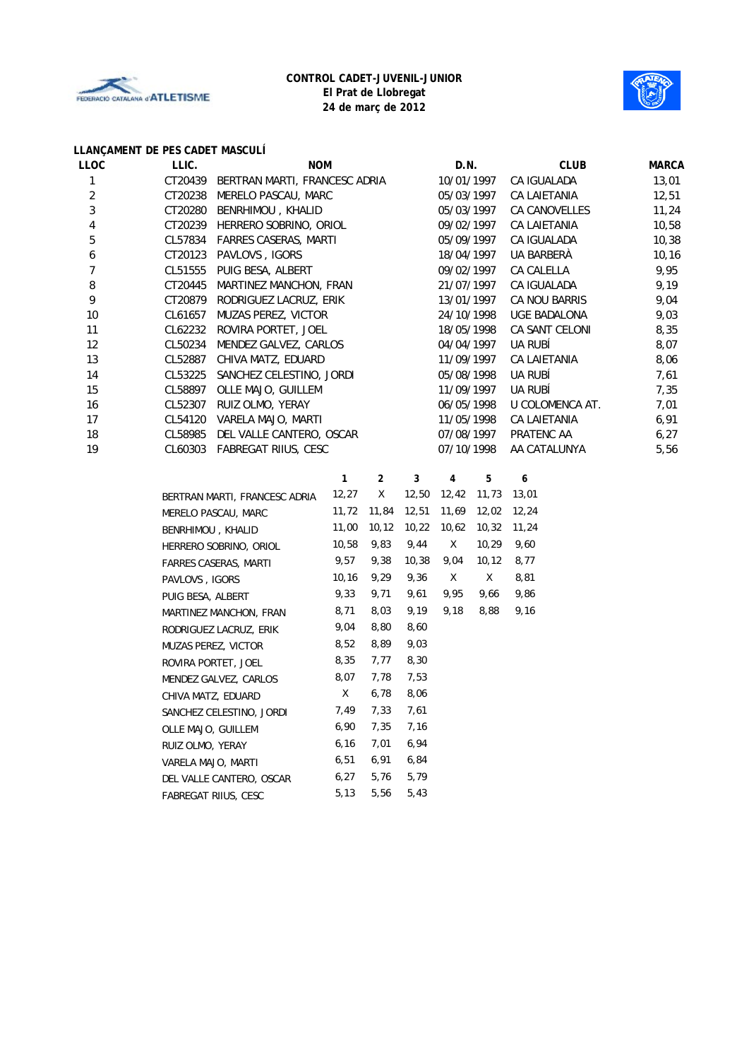**CONTROL CADET-JUVENIL-JUNIOR**
**El Prat de Llobregat**
**24 de març de 2012**

### LLANÇAMENT DE PES CADET MASCULÍ

| LLOC | LLIC. | NOM | D.N. | CLUB | MARCA |
|---|---|---|---|---|---|
| 1 | CT20439 | BERTRAN MARTI, FRANCESC ADRIA | 10/01/1997 | CA IGUALADA | 13,01 |
| 2 | CT20238 | MERELO PASCAU, MARC | 05/03/1997 | CA LAIETANIA | 12,51 |
| 3 | CT20280 | BENRHIMOU , KHALID | 05/03/1997 | CA CANOVELLES | 11,24 |
| 4 | CT20239 | HERRERO SOBRINO, ORIOL | 09/02/1997 | CA LAIETANIA | 10,58 |
| 5 | CL57834 | FARRES CASERAS, MARTI | 05/09/1997 | CA IGUALADA | 10,38 |
| 6 | CT20123 | PAVLOVS , IGORS | 18/04/1997 | UA BARBERÀ | 10,16 |
| 7 | CL51555 | PUIG BESA, ALBERT | 09/02/1997 | CA CALELLA | 9,95 |
| 8 | CT20445 | MARTINEZ MANCHON, FRAN | 21/07/1997 | CA IGUALADA | 9,19 |
| 9 | CT20879 | RODRIGUEZ LACRUZ, ERIK | 13/01/1997 | CA NOU BARRIS | 9,04 |
| 10 | CL61657 | MUZAS PEREZ, VICTOR | 24/10/1998 | UGE BADALONA | 9,03 |
| 11 | CL62232 | ROVIRA PORTET, JOEL | 18/05/1998 | CA SANT CELONI | 8,35 |
| 12 | CL50234 | MENDEZ GALVEZ, CARLOS | 04/04/1997 | UA RUBÍ | 8,07 |
| 13 | CL52887 | CHIVA MATZ, EDUARD | 11/09/1997 | CA LAIETANIA | 8,06 |
| 14 | CL53225 | SANCHEZ CELESTINO, JORDI | 05/08/1998 | UA RUBÍ | 7,61 |
| 15 | CL58897 | OLLE MAJO, GUILLEM | 11/09/1997 | UA RUBÍ | 7,35 |
| 16 | CL52307 | RUIZ OLMO, YERAY | 06/05/1998 | U COLOMENCA AT. | 7,01 |
| 17 | CL54120 | VARELA MAJO, MARTI | 11/05/1998 | CA LAIETANIA | 6,91 |
| 18 | CL58985 | DEL VALLE CANTERO, OSCAR | 07/08/1997 | PRATENC AA | 6,27 |
| 19 | CL60303 | FABREGAT RIIUS, CESC | 07/10/1998 | AA CATALUNYA | 5,56 |

| | 1 | 2 | 3 | 4 | 5 | 6 |
|---|---|---|---|---|---|---|
| BERTRAN MARTI, FRANCESC ADRIA | 12,27 | X | 12,50 | 12,42 | 11,73 | 13,01 |
| MERELO PASCAU, MARC | 11,72 | 11,84 | 12,51 | 11,69 | 12,02 | 12,24 |
| BENRHIMOU , KHALID | 11,00 | 10,12 | 10,22 | 10,62 | 10,32 | 11,24 |
| HERRERO SOBRINO, ORIOL | 10,58 | 9,83 | 9,44 | X | 10,29 | 9,60 |
| FARRES CASERAS, MARTI | 9,57 | 9,38 | 10,38 | 9,04 | 10,12 | 8,77 |
| PAVLOVS , IGORS | 10,16 | 9,29 | 9,36 | X | X | 8,81 |
| PUIG BESA, ALBERT | 9,33 | 9,71 | 9,61 | 9,95 | 9,66 | 9,86 |
| MARTINEZ MANCHON, FRAN | 8,71 | 8,03 | 9,19 | 9,18 | 8,88 | 9,16 |
| RODRIGUEZ LACRUZ, ERIK | 9,04 | 8,80 | 8,60 | | | |
| MUZAS PEREZ, VICTOR | 8,52 | 8,89 | 9,03 | | | |
| ROVIRA PORTET, JOEL | 8,35 | 7,77 | 8,30 | | | |
| MENDEZ GALVEZ, CARLOS | 8,07 | 7,78 | 7,53 | | | |
| CHIVA MATZ, EDUARD | X | 6,78 | 8,06 | | | |
| SANCHEZ CELESTINO, JORDI | 7,49 | 7,33 | 7,61 | | | |
| OLLE MAJO, GUILLEM | 6,90 | 7,35 | 7,16 | | | |
| RUIZ OLMO, YERAY | 6,16 | 7,01 | 6,94 | | | |
| VARELA MAJO, MARTI | 6,51 | 6,91 | 6,84 | | | |
| DEL VALLE CANTERO, OSCAR | 6,27 | 5,76 | 5,79 | | | |
| FABREGAT RIIUS, CESC | 5,13 | 5,56 | 5,43 | | | |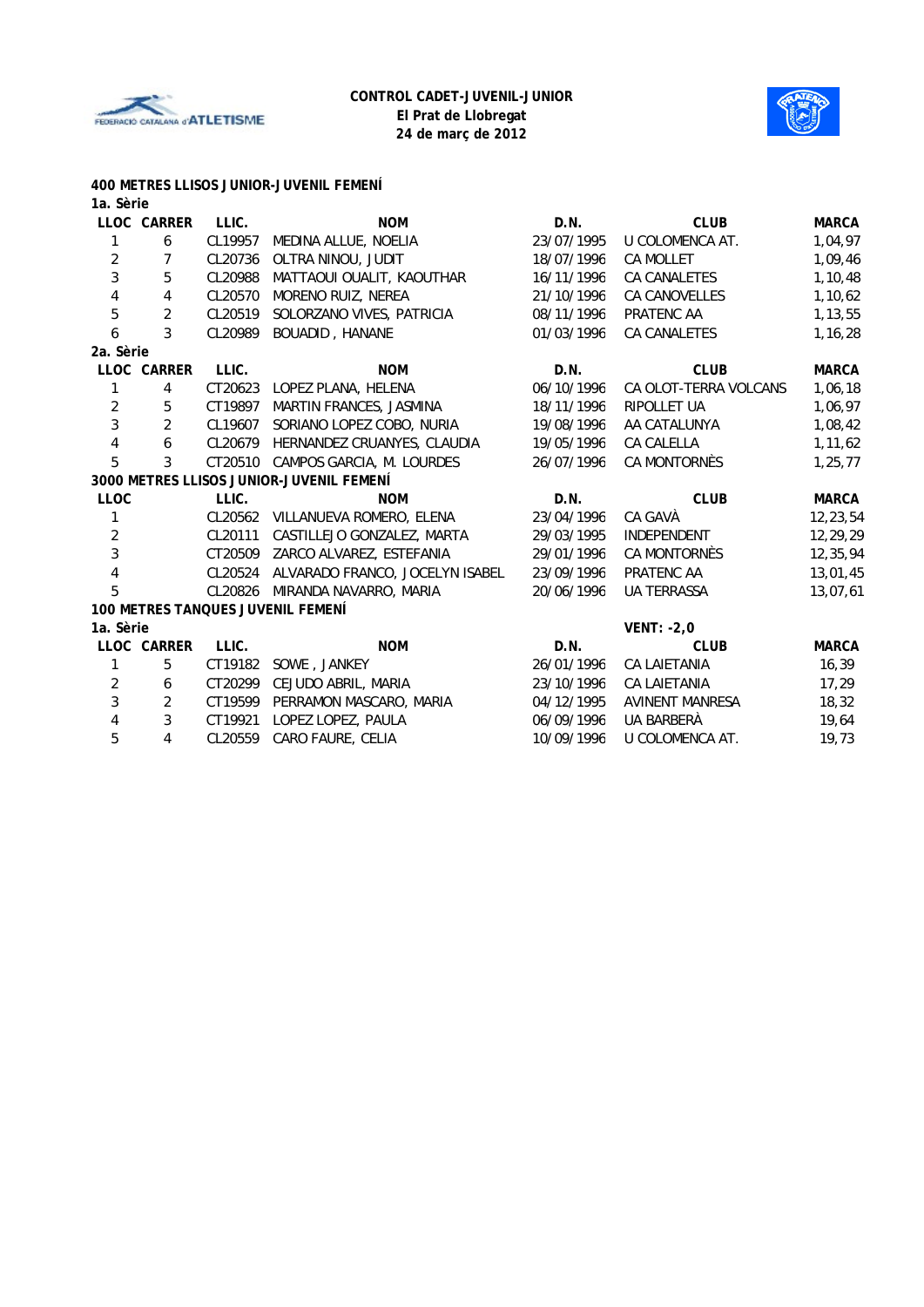**CONTROL CADET-JUVENIL-JUNIOR**
**El Prat de Llobregat**
**24 de març de 2012**

## 400 METRES LLISOS JUNIOR-JUVENIL FEMENÍ

### 1a. Sèrie

| LLOC | CARRER | LLIC. | NOM | D.N. | CLUB | MARCA |
|---|---|---|---|---|---|---|
| 1 | 6 | CL19957 | MEDINA ALLUE, NOELIA | 23/07/1995 | U COLOMENCA AT. | 1,04,97 |
| 2 | 7 | CL20736 | OLTRA NINOU, JUDIT | 18/07/1996 | CA MOLLET | 1,09,46 |
| 3 | 5 | CL20988 | MATTAOUI OUALIT, KAOUTHAR | 16/11/1996 | CA CANALETES | 1,10,48 |
| 4 | 4 | CL20570 | MORENO RUIZ, NEREA | 21/10/1996 | CA CANOVELLES | 1,10,62 |
| 5 | 2 | CL20519 | SOLORZANO VIVES, PATRICIA | 08/11/1996 | PRATENC AA | 1,13,55 |
| 6 | 3 | CL20989 | BOUADID , HANANE | 01/03/1996 | CA CANALETES | 1,16,28 |

### 2a. Sèrie

| LLOC | CARRER | LLIC. | NOM | D.N. | CLUB | MARCA |
|---|---|---|---|---|---|---|
| 1 | 4 | CT20623 | LOPEZ PLANA, HELENA | 06/10/1996 | CA OLOT-TERRA VOLCANS | 1,06,18 |
| 2 | 5 | CT19897 | MARTIN FRANCES, JASMINA | 18/11/1996 | RIPOLLET UA | 1,06,97 |
| 3 | 2 | CL19607 | SORIANO LOPEZ COBO, NURIA | 19/08/1996 | AA CATALUNYA | 1,08,42 |
| 4 | 6 | CL20679 | HERNANDEZ CRUANYES, CLAUDIA | 19/05/1996 | CA CALELLA | 1,11,62 |
| 5 | 3 | CT20510 | CAMPOS GARCIA, M. LOURDES | 26/07/1996 | CA MONTORNÈS | 1,25,77 |

## 3000 METRES LLISOS JUNIOR-JUVENIL FEMENÍ

| LLOC | LLIC. | NOM | D.N. | CLUB | MARCA |
|---|---|---|---|---|---|
| 1 | CL20562 | VILLANUEVA ROMERO, ELENA | 23/04/1996 | CA GAVÀ | 12,23,54 |
| 2 | CL20111 | CASTILLEJO GONZALEZ, MARTA | 29/03/1995 | INDEPENDENT | 12,29,29 |
| 3 | CT20509 | ZARCO ALVAREZ, ESTEFANIA | 29/01/1996 | CA MONTORNÈS | 12,35,94 |
| 4 | CL20524 | ALVARADO FRANCO, JOCELYN ISABEL | 23/09/1996 | PRATENC AA | 13,01,45 |
| 5 | CL20826 | MIRANDA NAVARRO, MARIA | 20/06/1996 | UA TERRASSA | 13,07,61 |

## 100 METRES TANQUES JUVENIL FEMENÍ

### 1a. Sèrie

VENT: -2,0

| LLOC | CARRER | LLIC. | NOM | D.N. | CLUB | MARCA |
|---|---|---|---|---|---|---|
| 1 | 5 | CT19182 | SOWE , JANKEY | 26/01/1996 | CA LAIETANIA | 16,39 |
| 2 | 6 | CT20299 | CEJUDO ABRIL, MARIA | 23/10/1996 | CA LAIETANIA | 17,29 |
| 3 | 2 | CT19599 | PERRAMON MASCARO, MARIA | 04/12/1995 | AVINENT MANRESA | 18,32 |
| 4 | 3 | CT19921 | LOPEZ LOPEZ, PAULA | 06/09/1996 | UA BARBERÀ | 19,64 |
| 5 | 4 | CL20559 | CARO FAURE, CELIA | 10/09/1996 | U COLOMENCA AT. | 19,73 |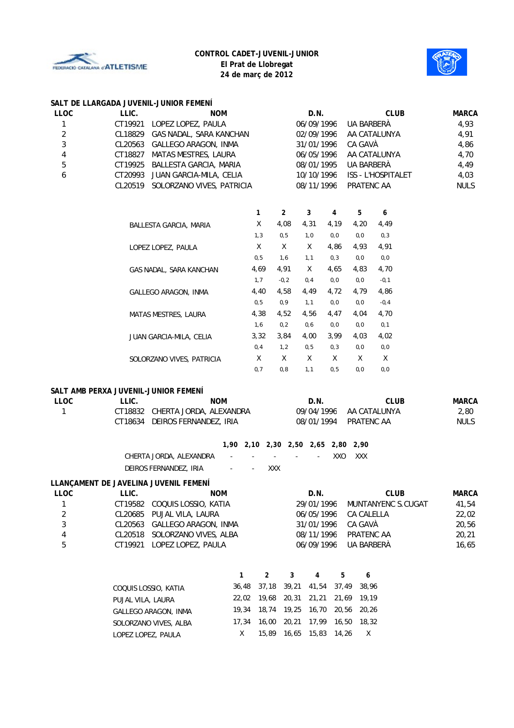**CONTROL CADET-JUVENIL-JUNIOR**
**El Prat de Llobregat**
**24 de març de 2012**

## SALT DE LLARGADA JUVENIL-JUNIOR FEMENÍ

| LLOC | LLIC. | NOM | D.N. | CLUB | MARCA |
|---|---|---|---|---|---|
| 1 | CT19921 | LOPEZ LOPEZ, PAULA | 06/09/1996 | UA BARBERÀ | 4,93 |
| 2 | CL18829 | GAS NADAL, SARA KANCHAN | 02/09/1996 | AA CATALUNYA | 4,91 |
| 3 | CL20563 | GALLEGO ARAGON, INMA | 31/01/1996 | CA GAVÀ | 4,86 |
| 4 | CT18827 | MATAS MESTRES, LAURA | 06/05/1996 | AA CATALUNYA | 4,70 |
| 5 | CT19925 | BALLESTA GARCIA, MARIA | 08/01/1995 | UA BARBERÀ | 4,49 |
| 6 | CT20993 | JUAN GARCIA-MILA, CELIA | 10/10/1996 | ISS - L'HOSPITALET | 4,03 |
| | CL20519 | SOLORZANO VIVES, PATRICIA | 08/11/1996 | PRATENC AA | NULS |

| | 1 | 2 | 3 | 4 | 5 | 6 |
|---|---|---|---|---|---|---|
| BALLESTA GARCIA, MARIA | X | 4,08 | 4,31 | 4,19 | 4,20 | 4,49 |
| | 1,3 | 0,5 | 1,0 | 0,0 | 0,0 | 0,3 |
| LOPEZ LOPEZ, PAULA | X | X | X | 4,86 | 4,93 | 4,91 |
| | 0,5 | 1,6 | 1,1 | 0,3 | 0,0 | 0,0 |
| GAS NADAL, SARA KANCHAN | 4,69 | 4,91 | X | 4,65 | 4,83 | 4,70 |
| | 1,7 | -0,2 | 0,4 | 0,0 | 0,0 | -0,1 |
| GALLEGO ARAGON, INMA | 4,40 | 4,58 | 4,49 | 4,72 | 4,79 | 4,86 |
| | 0,5 | 0,9 | 1,1 | 0,0 | 0,0 | -0,4 |
| MATAS MESTRES, LAURA | 4,38 | 4,52 | 4,56 | 4,47 | 4,04 | 4,70 |
| | 1,6 | 0,2 | 0,6 | 0,0 | 0,0 | 0,1 |
| JUAN GARCIA-MILA, CELIA | 3,32 | 3,84 | 4,00 | 3,99 | 4,03 | 4,02 |
| | 0,4 | 1,2 | 0,5 | 0,3 | 0,0 | 0,0 |
| SOLORZANO VIVES, PATRICIA | X | X | X | X | X | X |
| | 0,7 | 0,8 | 1,1 | 0,5 | 0,0 | 0,0 |

## SALT AMB PERXA JUVENIL-JUNIOR FEMENÍ

| LLOC | LLIC. | NOM | D.N. | CLUB | MARCA |
|---|---|---|---|---|---|
| 1 | CT18832 | CHERTA JORDA, ALEXANDRA | 09/04/1996 | AA CATALUNYA | 2,80 |
| | CT18634 | DEIROS FERNANDEZ, IRIA | 08/01/1994 | PRATENC AA | NULS |

| | 1,90 | 2,10 | 2,30 | 2,50 | 2,65 | 2,80 | 2,90 |
|---|---|---|---|---|---|---|---|
| CHERTA JORDA, ALEXANDRA | - | - | - | - | - | XXO | XXX |
| DEIROS FERNANDEZ, IRIA | - | - | XXX | | | | |

## LLANÇAMENT DE JAVELINA JUVENIL FEMENÍ

| LLOC | LLIC. | NOM | D.N. | CLUB | MARCA |
|---|---|---|---|---|---|
| 1 | CT19582 | COQUIS LOSSIO, KATIA | 29/01/1996 | MUNTANYENC S.CUGAT | 41,54 |
| 2 | CL20685 | PUJAL VILA, LAURA | 06/05/1996 | CA CALELLA | 22,02 |
| 3 | CL20563 | GALLEGO ARAGON, INMA | 31/01/1996 | CA GAVÀ | 20,56 |
| 4 | CL20518 | SOLORZANO VIVES, ALBA | 08/11/1996 | PRATENC AA | 20,21 |
| 5 | CT19921 | LOPEZ LOPEZ, PAULA | 06/09/1996 | UA BARBERÀ | 16,65 |

| | 1 | 2 | 3 | 4 | 5 | 6 |
|---|---|---|---|---|---|---|
| COQUIS LOSSIO, KATIA | 36,48 | 37,18 | 39,21 | 41,54 | 37,49 | 38,96 |
| PUJAL VILA, LAURA | 22,02 | 19,68 | 20,31 | 21,21 | 21,69 | 19,19 |
| GALLEGO ARAGON, INMA | 19,34 | 18,74 | 19,25 | 16,70 | 20,56 | 20,26 |
| SOLORZANO VIVES, ALBA | 17,34 | 16,00 | 20,21 | 17,99 | 16,50 | 18,32 |
| LOPEZ LOPEZ, PAULA | X | 15,89 | 16,65 | 15,83 | 14,26 | X |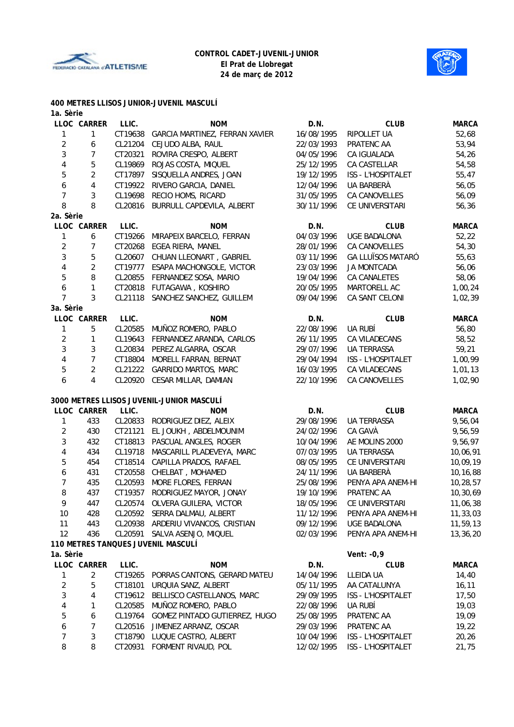**CONTROL CADET-JUVENIL-JUNIOR**
**El Prat de Llobregat**
**24 de març de 2012**

## 400 METRES LLISOS JUNIOR-JUVENIL MASCULÍ

### 1a. Sèrie

| LLOC | CARRER | LLIC. | NOM | D.N. | CLUB | MARCA |
|---|---|---|---|---|---|---|
| 1 | 1 | CT19638 | GARCIA MARTINEZ, FERRAN XAVIER | 16/08/1995 | RIPOLLET UA | 52,68 |
| 2 | 6 | CL21204 | CEJUDO ALBA, RAUL | 22/03/1993 | PRATENC AA | 53,94 |
| 3 | 7 | CT20321 | ROVIRA CRESPO, ALBERT | 04/05/1996 | CA IGUALADA | 54,26 |
| 4 | 5 | CL19869 | ROJAS COSTA, MIQUEL | 25/12/1995 | CA CASTELLAR | 54,58 |
| 5 | 2 | CT17897 | SISQUELLA ANDRES, JOAN | 19/12/1995 | ISS - L'HOSPITALET | 55,47 |
| 6 | 4 | CT19922 | RIVERO GARCIA, DANIEL | 12/04/1996 | UA BARBERÀ | 56,05 |
| 7 | 3 | CL19698 | RECIO HOMS, RICARD | 31/05/1995 | CA CANOVELLES | 56,09 |
| 8 | 8 | CL20816 | BURRULL CAPDEVILA, ALBERT | 30/11/1996 | CE UNIVERSITARI | 56,36 |

### 2a. Sèrie

| LLOC | CARRER | LLIC. | NOM | D.N. | CLUB | MARCA |
|---|---|---|---|---|---|---|
| 1 | 6 | CT19266 | MIRAPEIX BARCELO, FERRAN | 04/03/1996 | UGE BADALONA | 52,22 |
| 2 | 7 | CT20268 | EGEA RIERA, MANEL | 28/01/1996 | CA CANOVELLES | 54,30 |
| 3 | 5 | CL20607 | CHUAN LLEONART , GABRIEL | 03/11/1996 | GA LLUÏSOS MATARÓ | 55,63 |
| 4 | 2 | CT19777 | ESAPA MACHONGOLE, VICTOR | 23/03/1996 | JA MONTCADA | 56,06 |
| 5 | 8 | CL20855 | FERNANDEZ SOSA, MARIO | 19/04/1996 | CA CANALETES | 58,06 |
| 6 | 1 | CT20818 | FUTAGAWA , KOSHIRO | 20/05/1995 | MARTORELL AC | 1,00,24 |
| 7 | 3 | CL21118 | SANCHEZ SANCHEZ, GUILLEM | 09/04/1996 | CA SANT CELONI | 1,02,39 |

### 3a. Sèrie

| LLOC | CARRER | LLIC. | NOM | D.N. | CLUB | MARCA |
|---|---|---|---|---|---|---|
| 1 | 5 | CL20585 | MUÑOZ ROMERO, PABLO | 22/08/1996 | UA RUBÍ | 56,80 |
| 2 | 1 | CL19643 | FERNANDEZ ARANDA, CARLOS | 26/11/1995 | CA VILADECANS | 58,52 |
| 3 | 3 | CL20834 | PEREZ ALGARRA, OSCAR | 29/07/1996 | UA TERRASSA | 59,21 |
| 4 | 7 | CT18804 | MORELL FARRAN, BERNAT | 29/04/1994 | ISS - L'HOSPITALET | 1,00,99 |
| 5 | 2 | CL21222 | GARRIDO MARTOS, MARC | 16/03/1995 | CA VILADECANS | 1,01,13 |
| 6 | 4 | CL20920 | CESAR MILLAR, DAMIAN | 22/10/1996 | CA CANOVELLES | 1,02,90 |

## 3000 METRES LLISOS JUVENIL-JUNIOR MASCULÍ

| LLOC | CARRER | LLIC. | NOM | D.N. | CLUB | MARCA |
|---|---|---|---|---|---|---|
| 1 | 433 | CL20833 | RODRIGUEZ DIEZ, ALEIX | 29/08/1996 | UA TERRASSA | 9,56,04 |
| 2 | 430 | CT21121 | EL JOUKH , ABDELMOUNIM | 24/02/1996 | CA GAVÀ | 9,56,59 |
| 3 | 432 | CT18813 | PASCUAL ANGLES, ROGER | 10/04/1996 | AE MOLINS 2000 | 9,56,97 |
| 4 | 434 | CL19718 | MASCARILL PLADEVEYA, MARC | 07/03/1995 | UA TERRASSA | 10,06,91 |
| 5 | 454 | CT18514 | CAPILLA PRADOS, RAFAEL | 08/05/1995 | CE UNIVERSITARI | 10,09,19 |
| 6 | 431 | CT20558 | CHELBAT , MOHAMED | 24/11/1996 | UA BARBERÀ | 10,16,88 |
| 7 | 435 | CL20593 | MORE FLORES, FERRAN | 25/08/1996 | PENYA APA ANEM-HI | 10,28,57 |
| 8 | 437 | CT19357 | RODRIGUEZ MAYOR, JONAY | 19/10/1996 | PRATENC AA | 10,30,69 |
| 9 | 447 | CL20574 | OLVERA GUILERA, VICTOR | 18/05/1996 | CE UNIVERSITARI | 11,06,38 |
| 10 | 428 | CL20592 | SERRA DALMAU, ALBERT | 11/12/1996 | PENYA APA ANEM-HI | 11,33,03 |
| 11 | 443 | CL20938 | ARDERIU VIVANCOS, CRISTIAN | 09/12/1996 | UGE BADALONA | 11,59,13 |
| 12 | 436 | CL20591 | SALVA ASENJO, MIQUEL | 02/03/1996 | PENYA APA ANEM-HI | 13,36,20 |

## 110 METRES TANQUES JUVENIL MASCULÍ

### 1a. Sèrie

Vent: -0,9

| LLOC | CARRER | LLIC. | NOM | D.N. | CLUB | MARCA |
|---|---|---|---|---|---|---|
| 1 | 2 | CT19265 | PORRAS CANTONS, GERARD MATEU | 14/04/1996 | LLEIDA UA | 14,40 |
| 2 | 5 | CT18101 | URQUIA SANZ, ALBERT | 05/11/1995 | AA CATALUNYA | 16,11 |
| 3 | 4 | CT19612 | BELLISCO CASTELLANOS, MARC | 29/09/1995 | ISS - L'HOSPITALET | 17,50 |
| 4 | 1 | CL20585 | MUÑOZ ROMERO, PABLO | 22/08/1996 | UA RUBÍ | 19,03 |
| 5 | 6 | CL19764 | GOMEZ PINTADO GUTIERREZ, HUGO | 25/08/1995 | PRATENC AA | 19,09 |
| 6 | 7 | CL20516 | JIMENEZ ARRANZ, OSCAR | 29/03/1996 | PRATENC AA | 19,22 |
| 7 | 3 | CT18790 | LUQUE CASTRO, ALBERT | 10/04/1996 | ISS - L'HOSPITALET | 20,26 |
| 8 | 8 | CT20931 | FORMENT RIVAUD, POL | 12/02/1995 | ISS - L'HOSPITALET | 21,75 |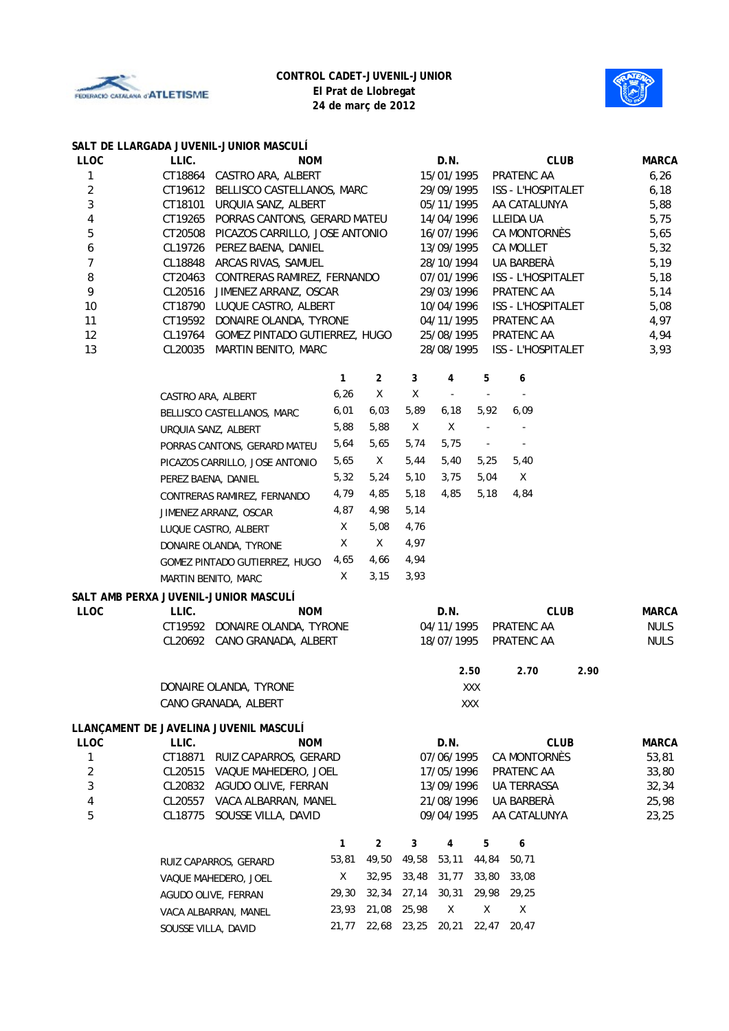**CONTROL CADET-JUVENIL-JUNIOR**
**El Prat de Llobregat**
**24 de març de 2012**

## SALT DE LLARGADA JUVENIL-JUNIOR MASCULÍ

| LLOC | LLIC. | NOM | D.N. | CLUB | MARCA |
|---|---|---|---|---|---|
| 1 | CT18864 | CASTRO ARA, ALBERT | 15/01/1995 | PRATENC AA | 6,26 |
| 2 | CT19612 | BELLISCO CASTELLANOS, MARC | 29/09/1995 | ISS - L'HOSPITALET | 6,18 |
| 3 | CT18101 | URQUIA SANZ, ALBERT | 05/11/1995 | AA CATALUNYA | 5,88 |
| 4 | CT19265 | PORRAS CANTONS, GERARD MATEU | 14/04/1996 | LLEIDA UA | 5,75 |
| 5 | CT20508 | PICAZOS CARRILLO, JOSE ANTONIO | 16/07/1996 | CA MONTORNÈS | 5,65 |
| 6 | CL19726 | PEREZ BAENA, DANIEL | 13/09/1995 | CA MOLLET | 5,32 |
| 7 | CL18848 | ARCAS RIVAS, SAMUEL | 28/10/1994 | UA BARBERÀ | 5,19 |
| 8 | CT20463 | CONTRERAS RAMIREZ, FERNANDO | 07/01/1996 | ISS - L'HOSPITALET | 5,18 |
| 9 | CL20516 | JIMENEZ ARRANZ, OSCAR | 29/03/1996 | PRATENC AA | 5,14 |
| 10 | CT18790 | LUQUE CASTRO, ALBERT | 10/04/1996 | ISS - L'HOSPITALET | 5,08 |
| 11 | CT19592 | DONAIRE OLANDA, TYRONE | 04/11/1995 | PRATENC AA | 4,97 |
| 12 | CL19764 | GOMEZ PINTADO GUTIERREZ, HUGO | 25/08/1995 | PRATENC AA | 4,94 |
| 13 | CL20035 | MARTIN BENITO, MARC | 28/08/1995 | ISS - L'HOSPITALET | 3,93 |

| | 1 | 2 | 3 | 4 | 5 | 6 |
|---|---|---|---|---|---|---|
| CASTRO ARA, ALBERT | 6,26 | X | X | - | - | - |
| BELLISCO CASTELLANOS, MARC | 6,01 | 6,03 | 5,89 | 6,18 | 5,92 | 6,09 |
| URQUIA SANZ, ALBERT | 5,88 | 5,88 | X | X | - | - |
| PORRAS CANTONS, GERARD MATEU | 5,64 | 5,65 | 5,74 | 5,75 | - | - |
| PICAZOS CARRILLO, JOSE ANTONIO | 5,65 | X | 5,44 | 5,40 | 5,25 | 5,40 |
| PEREZ BAENA, DANIEL | 5,32 | 5,24 | 5,10 | 3,75 | 5,04 | X |
| CONTRERAS RAMIREZ, FERNANDO | 4,79 | 4,85 | 5,18 | 4,85 | 5,18 | 4,84 |
| JIMENEZ ARRANZ, OSCAR | 4,87 | 4,98 | 5,14 | | | |
| LUQUE CASTRO, ALBERT | X | 5,08 | 4,76 | | | |
| DONAIRE OLANDA, TYRONE | X | X | 4,97 | | | |
| GOMEZ PINTADO GUTIERREZ, HUGO | 4,65 | 4,66 | 4,94 | | | |
| MARTIN BENITO, MARC | X | 3,15 | 3,93 | | | |

## SALT AMB PERXA JUVENIL-JUNIOR MASCULÍ

| LLOC | LLIC. | NOM | D.N. | CLUB | MARCA |
|---|---|---|---|---|---|
| | CT19592 | DONAIRE OLANDA, TYRONE | 04/11/1995 | PRATENC AA | NULS |
| | CL20692 | CANO GRANADA, ALBERT | 18/07/1995 | PRATENC AA | NULS |

| | 2.50 | 2.70 | 2.90 |
|---|---|---|---|
| DONAIRE OLANDA, TYRONE | XXX | | |
| CANO GRANADA, ALBERT | XXX | | |

## LLANÇAMENT DE JAVELINA JUVENIL MASCULÍ

| LLOC | LLIC. | NOM | D.N. | CLUB | MARCA |
|---|---|---|---|---|---|
| 1 | CT18871 | RUIZ CAPARROS, GERARD | 07/06/1995 | CA MONTORNÈS | 53,81 |
| 2 | CL20515 | VAQUE MAHEDERO, JOEL | 17/05/1996 | PRATENC AA | 33,80 |
| 3 | CL20832 | AGUDO OLIVE, FERRAN | 13/09/1996 | UA TERRASSA | 32,34 |
| 4 | CL20557 | VACA ALBARRAN, MANEL | 21/08/1996 | UA BARBERÀ | 25,98 |
| 5 | CL18775 | SOUSSE VILLA, DAVID | 09/04/1995 | AA CATALUNYA | 23,25 |

| | 1 | 2 | 3 | 4 | 5 | 6 |
|---|---|---|---|---|---|---|
| RUIZ CAPARROS, GERARD | 53,81 | 49,50 | 49,58 | 53,11 | 44,84 | 50,71 |
| VAQUE MAHEDERO, JOEL | X | 32,95 | 33,48 | 31,77 | 33,80 | 33,08 |
| AGUDO OLIVE, FERRAN | 29,30 | 32,34 | 27,14 | 30,31 | 29,98 | 29,25 |
| VACA ALBARRAN, MANEL | 23,93 | 21,08 | 25,98 | X | X | X |
| SOUSSE VILLA, DAVID | 21,77 | 22,68 | 23,25 | 20,21 | 22,47 | 20,47 |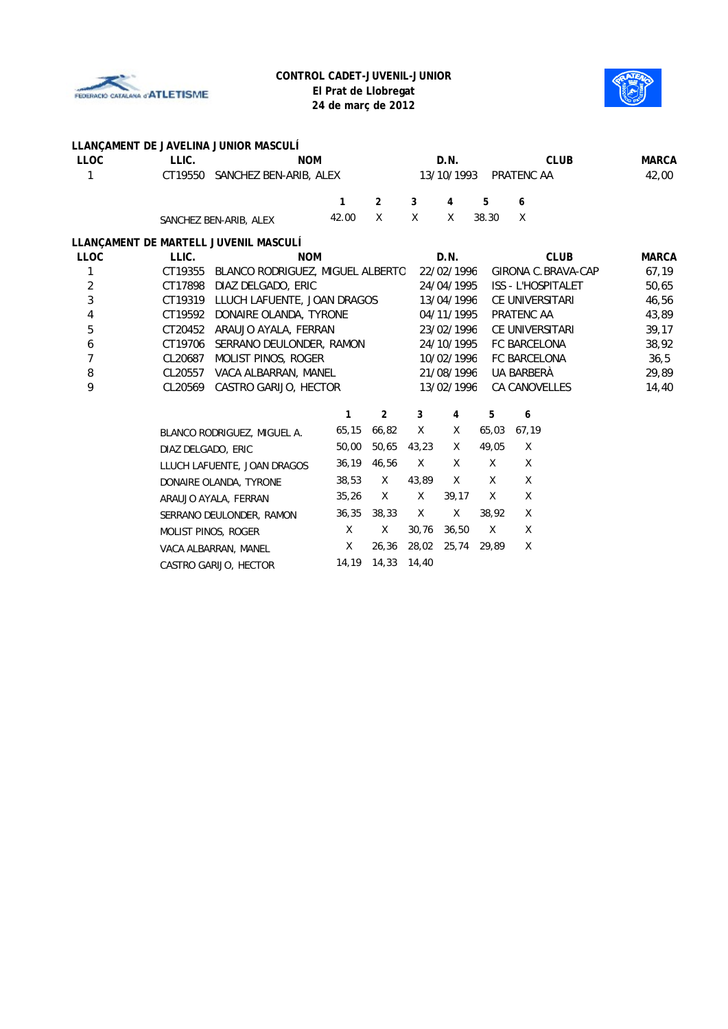CONTROL CADET-JUVENIL-JUNIOR
El Prat de Llobregat
24 de març de 2012

## LLANÇAMENT DE JAVELINA JUNIOR MASCULÍ

| LLOC | LLIC. | NOM | D.N. | CLUB | MARCA |
|---|---|---|---|---|---|
| 1 | CT19550 | SANCHEZ BEN-ARIB, ALEX | 13/10/1993 | PRATENC AA | 42,00 |

| | 1 | 2 | 3 | 4 | 5 | 6 |
|---|---|---|---|---|---|---|
| SANCHEZ BEN-ARIB, ALEX | 42.00 | X | X | X | 38.30 | X |

## LLANÇAMENT DE MARTELL JUVENIL MASCULÍ

| LLOC | LLIC. | NOM | D.N. | CLUB | MARCA |
|---|---|---|---|---|---|
| 1 | CT19355 | BLANCO RODRIGUEZ, MIGUEL ALBERTO | 22/02/1996 | GIRONA C.BRAVA-CAP | 67,19 |
| 2 | CT17898 | DIAZ DELGADO, ERIC | 24/04/1995 | ISS - L'HOSPITALET | 50,65 |
| 3 | CT19319 | LLUCH LAFUENTE, JOAN DRAGOS | 13/04/1996 | CE UNIVERSITARI | 46,56 |
| 4 | CT19592 | DONAIRE OLANDA, TYRONE | 04/11/1995 | PRATENC AA | 43,89 |
| 5 | CT20452 | ARAUJO AYALA, FERRAN | 23/02/1996 | CE UNIVERSITARI | 39,17 |
| 6 | CT19706 | SERRANO DEULONDER, RAMON | 24/10/1995 | FC BARCELONA | 38,92 |
| 7 | CL20687 | MOLIST PINOS, ROGER | 10/02/1996 | FC BARCELONA | 36,5 |
| 8 | CL20557 | VACA ALBARRAN, MANEL | 21/08/1996 | UA BARBERÀ | 29,89 |
| 9 | CL20569 | CASTRO GARIJO, HECTOR | 13/02/1996 | CA CANOVELLES | 14,40 |

| | 1 | 2 | 3 | 4 | 5 | 6 |
|---|---|---|---|---|---|---|
| BLANCO RODRIGUEZ, MIGUEL A. | 65,15 | 66,82 | X | X | 65,03 | 67,19 |
| DIAZ DELGADO, ERIC | 50,00 | 50,65 | 43,23 | X | 49,05 | X |
| LLUCH LAFUENTE, JOAN DRAGOS | 36,19 | 46,56 | X | X | X | X |
| DONAIRE OLANDA, TYRONE | 38,53 | X | 43,89 | X | X | X |
| ARAUJO AYALA, FERRAN | 35,26 | X | X | 39,17 | X | X |
| SERRANO DEULONDER, RAMON | 36,35 | 38,33 | X | X | 38,92 | X |
| MOLIST PINOS, ROGER | X | X | 30,76 | 36,50 | X | X |
| VACA ALBARRAN, MANEL | X | 26,36 | 28,02 | 25,74 | 29,89 | X |
| CASTRO GARIJO, HECTOR | 14,19 | 14,33 | 14,40 | | | |